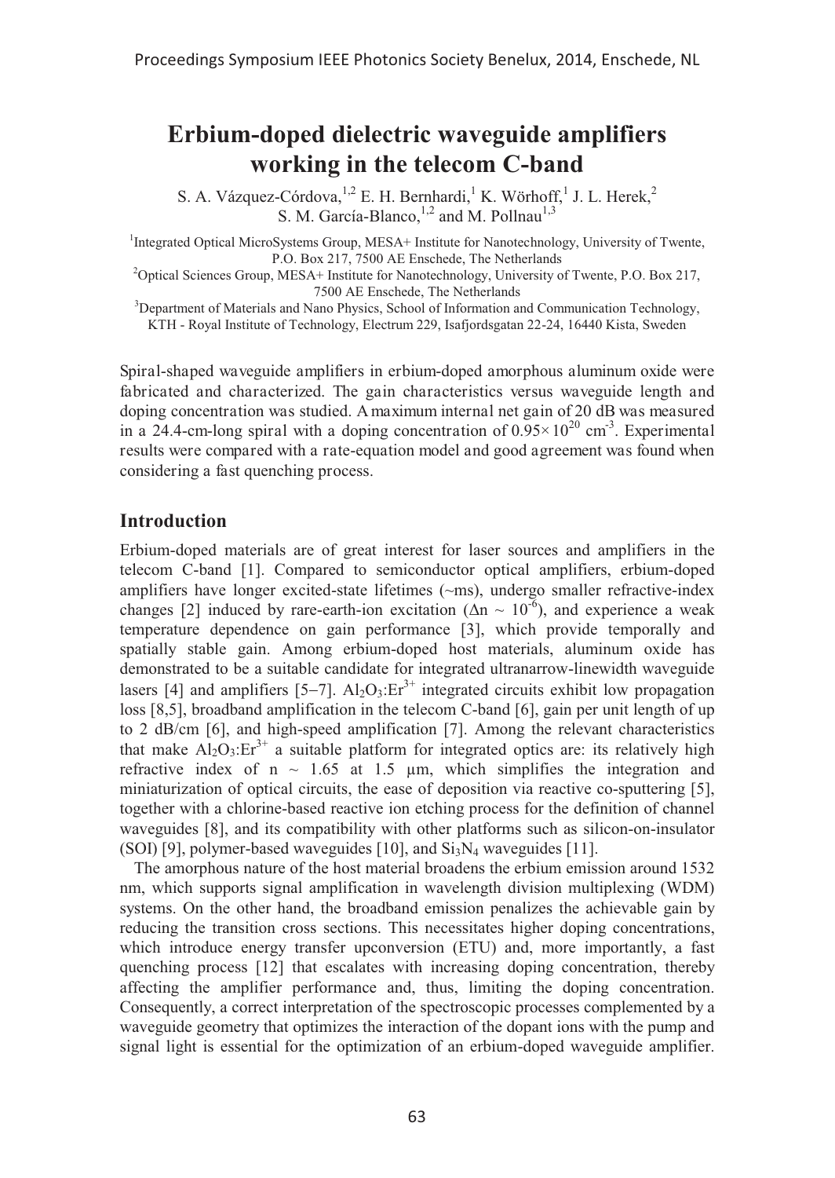# Erbium-doped dielectric waveguide amplifiers working in the telecom C-band

S. A. Vázquez-Córdova,[1,2] E. H. Bernhardi,[1] K. Wörhoff,[1] J. L. Herek,[2] S. M. García-Blanco,[1,2] and M. Pollnau[1,3]

[1]Integrated Optical MicroSystems Group, MESA+ Institute for Nanotechnology, University of Twente, P.O. Box 217, 7500 AE Enschede, The Netherlands

[2]Optical Sciences Group, MESA+ Institute for Nanotechnology, University of Twente, P.O. Box 217, 7500 AE Enschede, The Netherlands

[3]Department of Materials and Nano Physics, School of Information and Communication Technology, KTH - Royal Institute of Technology, Electrum 229, Isafjordsgatan 22-24, 16440 Kista, Sweden

Spiral-shaped waveguide amplifiers in erbium-doped amorphous aluminum oxide were fabricated and characterized. The gain characteristics versus waveguide length and doping concentration was studied. A maximum internal net gain of 20 dB was measured in a 24.4-cm-long spiral with a doping concentration of $0.95\times 10^{20}$ $cm^{-3}$. Experimental results were compared with a rate-equation model and good agreement was found when considering a fast quenching process.

## Introduction

Erbium-doped materials are of great interest for laser sources and amplifiers in the telecom C-band [1]. Compared to semiconductor optical amplifiers, erbium-doped amplifiers have longer excited-state lifetimes (~ms), undergo smaller refractive-index changes [2] induced by rare-earth-ion excitation ($\Delta n \sim 10^{-6}$), and experience a weak temperature dependence on gain performance [3], which provide temporally and spatially stable gain. Among erbium-doped host materials, aluminum oxide has demonstrated to be a suitable candidate for integrated ultranarrow-linewidth waveguide lasers [4] and amplifiers [5–7]. $Al_2O_3$:$Er^{3+}$ integrated circuits exhibit low propagation loss [8,5], broadband amplification in the telecom C-band [6], gain per unit length of up to 2 dB/cm [6], and high-speed amplification [7]. Among the relevant characteristics that make $Al_2O_3$:$Er^{3+}$ a suitable platform for integrated optics are: its relatively high refractive index of n ~ 1.65 at 1.5 µm, which simplifies the integration and miniaturization of optical circuits, the ease of deposition via reactive co-sputtering [5], together with a chlorine-based reactive ion etching process for the definition of channel waveguides [8], and its compatibility with other platforms such as silicon-on-insulator (SOI) [9], polymer-based waveguides [10], and $Si_3N_4$ waveguides [11].

The amorphous nature of the host material broadens the erbium emission around 1532 nm, which supports signal amplification in wavelength division multiplexing (WDM) systems. On the other hand, the broadband emission penalizes the achievable gain by reducing the transition cross sections. This necessitates higher doping concentrations, which introduce energy transfer upconversion (ETU) and, more importantly, a fast quenching process [12] that escalates with increasing doping concentration, thereby affecting the amplifier performance and, thus, limiting the doping concentration. Consequently, a correct interpretation of the spectroscopic processes complemented by a waveguide geometry that optimizes the interaction of the dopant ions with the pump and signal light is essential for the optimization of an erbium-doped waveguide amplifier.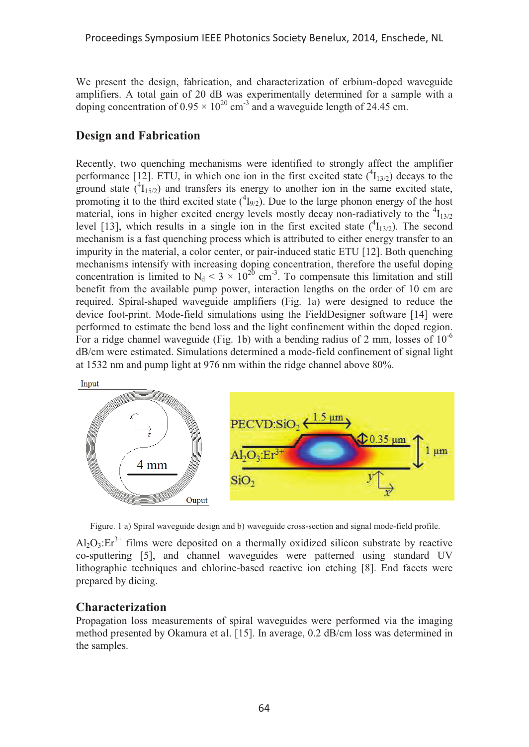We present the design, fabrication, and characterization of erbium-doped waveguide amplifiers. A total gain of 20 dB was experimentally determined for a sample with a doping concentration of $0.95 \times 10^{20}$ cm$^{-3}$ and a waveguide length of 24.45 cm.

## Design and Fabrication

Recently, two quenching mechanisms were identified to strongly affect the amplifier performance [12]. ETU, in which one ion in the first excited state ($^4I_{13/2}$) decays to the ground state ($^4I_{15/2}$) and transfers its energy to another ion in the same excited state, promoting it to the third excited state ($^4I_{9/2}$). Due to the large phonon energy of the host material, ions in higher excited energy levels mostly decay non-radiatively to the $^4I_{13/2}$ level [13], which results in a single ion in the first excited state ($^4I_{13/2}$). The second mechanism is a fast quenching process which is attributed to either energy transfer to an impurity in the material, a color center, or pair-induced static ETU [12]. Both quenching mechanisms intensify with increasing doping concentration, therefore the useful doping concentration is limited to $N_d < 3 \times 10^{20}$ cm$^{-3}$. To compensate this limitation and still benefit from the available pump power, interaction lengths on the order of 10 cm are required. Spiral-shaped waveguide amplifiers (Fig. 1a) were designed to reduce the device foot-print. Mode-field simulations using the FieldDesigner software [14] were performed to estimate the bend loss and the light confinement within the doped region. For a ridge channel waveguide (Fig. 1b) with a bending radius of 2 mm, losses of $10^{-6}$ dB/cm were estimated. Simulations determined a mode-field confinement of signal light at 1532 nm and pump light at 976 nm within the ridge channel above 80%.

Figure. 1 a) Spiral waveguide design and b) waveguide cross-section and signal mode-field profile.

$Al_2O_3:Er^{3+}$ films were deposited on a thermally oxidized silicon substrate by reactive co-sputtering [5], and channel waveguides were patterned using standard UV lithographic techniques and chlorine-based reactive ion etching [8]. End facets were prepared by dicing.

## Characterization

Propagation loss measurements of spiral waveguides were performed via the imaging method presented by Okamura et al. [15]. In average, 0.2 dB/cm loss was determined in the samples.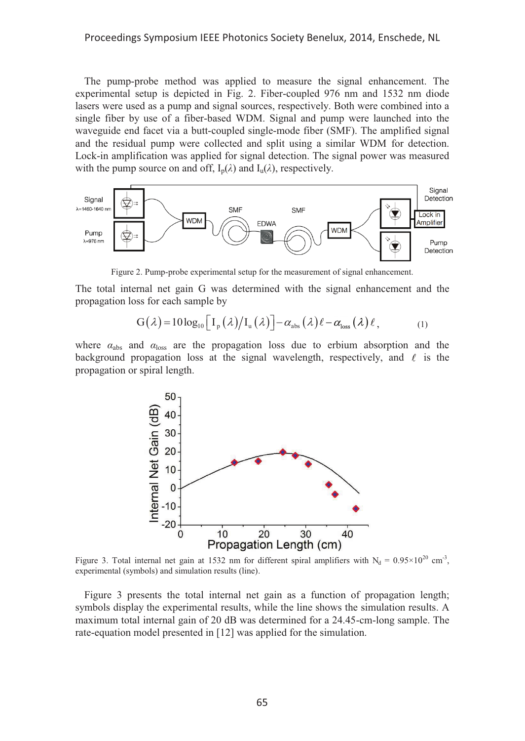The pump-probe method was applied to measure the signal enhancement. The experimental setup is depicted in Fig. 2. Fiber-coupled 976 nm and 1532 nm diode lasers were used as a pump and signal sources, respectively. Both were combined into a single fiber by use of a fiber-based WDM. Signal and pump were launched into the waveguide end facet via a butt-coupled single-mode fiber (SMF). The amplified signal and the residual pump were collected and split using a similar WDM for detection. Lock-in amplification was applied for signal detection. The signal power was measured with the pump source on and off, $I_p(\lambda)$ and $I_u(\lambda)$, respectively.

Figure 2. Pump-probe experimental setup for the measurement of signal enhancement.

The total internal net gain G was determined with the signal enhancement and the propagation loss for each sample by

$$G(\lambda) = 10\log_{10}\left[I_p(\lambda)/I_u(\lambda)\right] - \alpha_{abs}(\lambda)\ell - \alpha_{loss}(\lambda)\ell, \quad (1)$$

where $\alpha_{abs}$ and $\alpha_{loss}$ are the propagation loss due to erbium absorption and the background propagation loss at the signal wavelength, respectively, and $\ell$ is the propagation or spiral length.

Figure 3. Total internal net gain at 1532 nm for different spiral amplifiers with $N_d = 0.95\times10^{20}$ cm$^{-3}$, experimental (symbols) and simulation results (line).

Figure 3 presents the total internal net gain as a function of propagation length; symbols display the experimental results, while the line shows the simulation results. A maximum total internal gain of 20 dB was determined for a 24.45-cm-long sample. The rate-equation model presented in [12] was applied for the simulation.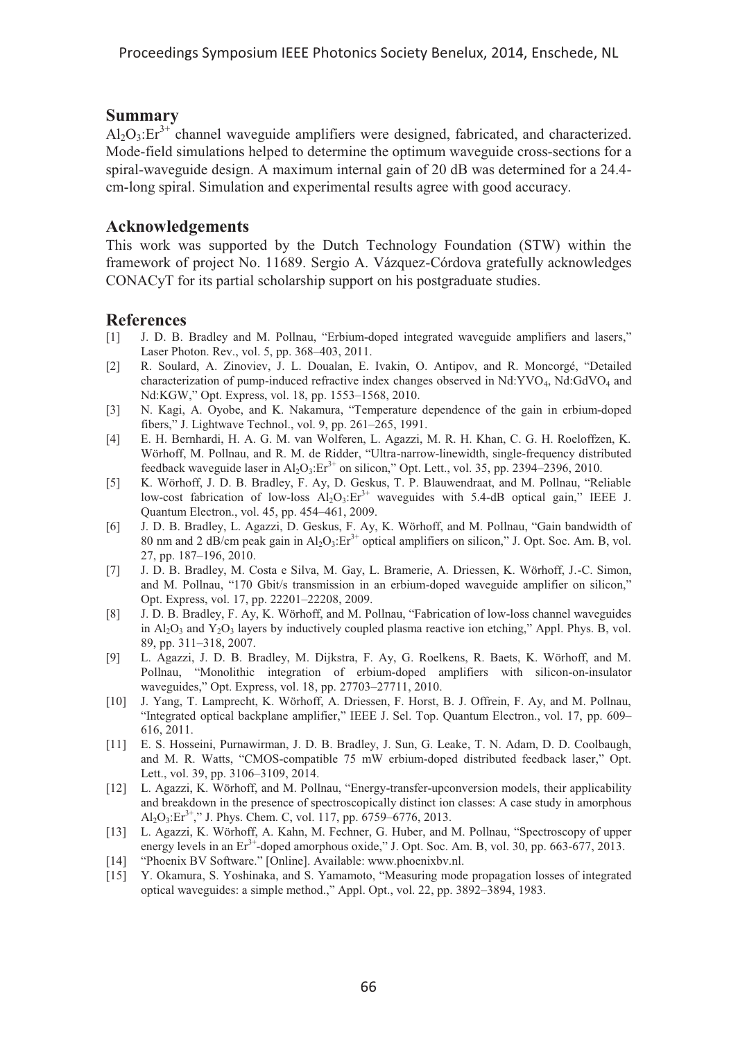## Summary

$Al_2O_3:Er^{3+}$ channel waveguide amplifiers were designed, fabricated, and characterized. Mode-field simulations helped to determine the optimum waveguide cross-sections for a spiral-waveguide design. A maximum internal gain of 20 dB was determined for a 24.4-cm-long spiral. Simulation and experimental results agree with good accuracy.

## Acknowledgements

This work was supported by the Dutch Technology Foundation (STW) within the framework of project No. 11689. Sergio A. Vázquez-Córdova gratefully acknowledges CONACyT for its partial scholarship support on his postgraduate studies.

## References

[1] J. D. B. Bradley and M. Pollnau, "Erbium-doped integrated waveguide amplifiers and lasers," Laser Photon. Rev., vol. 5, pp. 368–403, 2011.

[2] R. Soulard, A. Zinoviev, J. L. Doualan, E. Ivakin, O. Antipov, and R. Moncorgé, "Detailed characterization of pump-induced refractive index changes observed in $Nd:YVO_4$, $Nd:GdVO_4$ and Nd:KGW," Opt. Express, vol. 18, pp. 1553–1568, 2010.

[3] N. Kagi, A. Oyobe, and K. Nakamura, "Temperature dependence of the gain in erbium-doped fibers," J. Lightwave Technol., vol. 9, pp. 261–265, 1991.

[4] E. H. Bernhardi, H. A. G. M. van Wolferen, L. Agazzi, M. R. H. Khan, C. G. H. Roeloffzen, K. Wörhoff, M. Pollnau, and R. M. de Ridder, "Ultra-narrow-linewidth, single-frequency distributed feedback waveguide laser in $Al_2O_3:Er^{3+}$ on silicon," Opt. Lett., vol. 35, pp. 2394–2396, 2010.

[5] K. Wörhoff, J. D. B. Bradley, F. Ay, D. Geskus, T. P. Blauwendraat, and M. Pollnau, "Reliable low-cost fabrication of low-loss $Al_2O_3:Er^{3+}$ waveguides with 5.4-dB optical gain," IEEE J. Quantum Electron., vol. 45, pp. 454–461, 2009.

[6] J. D. B. Bradley, L. Agazzi, D. Geskus, F. Ay, K. Wörhoff, and M. Pollnau, "Gain bandwidth of 80 nm and 2 dB/cm peak gain in $Al_2O_3:Er^{3+}$ optical amplifiers on silicon," J. Opt. Soc. Am. B, vol. 27, pp. 187–196, 2010.

[7] J. D. B. Bradley, M. Costa e Silva, M. Gay, L. Bramerie, A. Driessen, K. Wörhoff, J.-C. Simon, and M. Pollnau, "170 Gbit/s transmission in an erbium-doped waveguide amplifier on silicon," Opt. Express, vol. 17, pp. 22201–22208, 2009.

[8] J. D. B. Bradley, F. Ay, K. Wörhoff, and M. Pollnau, "Fabrication of low-loss channel waveguides in $Al_2O_3$ and $Y_2O_3$ layers by inductively coupled plasma reactive ion etching," Appl. Phys. B, vol. 89, pp. 311–318, 2007.

[9] L. Agazzi, J. D. B. Bradley, M. Dijkstra, F. Ay, G. Roelkens, R. Baets, K. Wörhoff, and M. Pollnau, "Monolithic integration of erbium-doped amplifiers with silicon-on-insulator waveguides," Opt. Express, vol. 18, pp. 27703–27711, 2010.

[10] J. Yang, T. Lamprecht, K. Wörhoff, A. Driessen, F. Horst, B. J. Offrein, F. Ay, and M. Pollnau, "Integrated optical backplane amplifier," IEEE J. Sel. Top. Quantum Electron., vol. 17, pp. 609–616, 2011.

[11] E. S. Hosseini, Purnawirman, J. D. B. Bradley, J. Sun, G. Leake, T. N. Adam, D. D. Coolbaugh, and M. R. Watts, "CMOS-compatible 75 mW erbium-doped distributed feedback laser," Opt. Lett., vol. 39, pp. 3106–3109, 2014.

[12] L. Agazzi, K. Wörhoff, and M. Pollnau, "Energy-transfer-upconversion models, their applicability and breakdown in the presence of spectroscopically distinct ion classes: A case study in amorphous $Al_2O_3:Er^{3+}$," J. Phys. Chem. C, vol. 117, pp. 6759–6776, 2013.

[13] L. Agazzi, K. Wörhoff, A. Kahn, M. Fechner, G. Huber, and M. Pollnau, "Spectroscopy of upper energy levels in an $Er^{3+}$-doped amorphous oxide," J. Opt. Soc. Am. B, vol. 30, pp. 663-677, 2013.

[14] "Phoenix BV Software." [Online]. Available: www.phoenixbv.nl.

[15] Y. Okamura, S. Yoshinaka, and S. Yamamoto, "Measuring mode propagation losses of integrated optical waveguides: a simple method.," Appl. Opt., vol. 22, pp. 3892–3894, 1983.